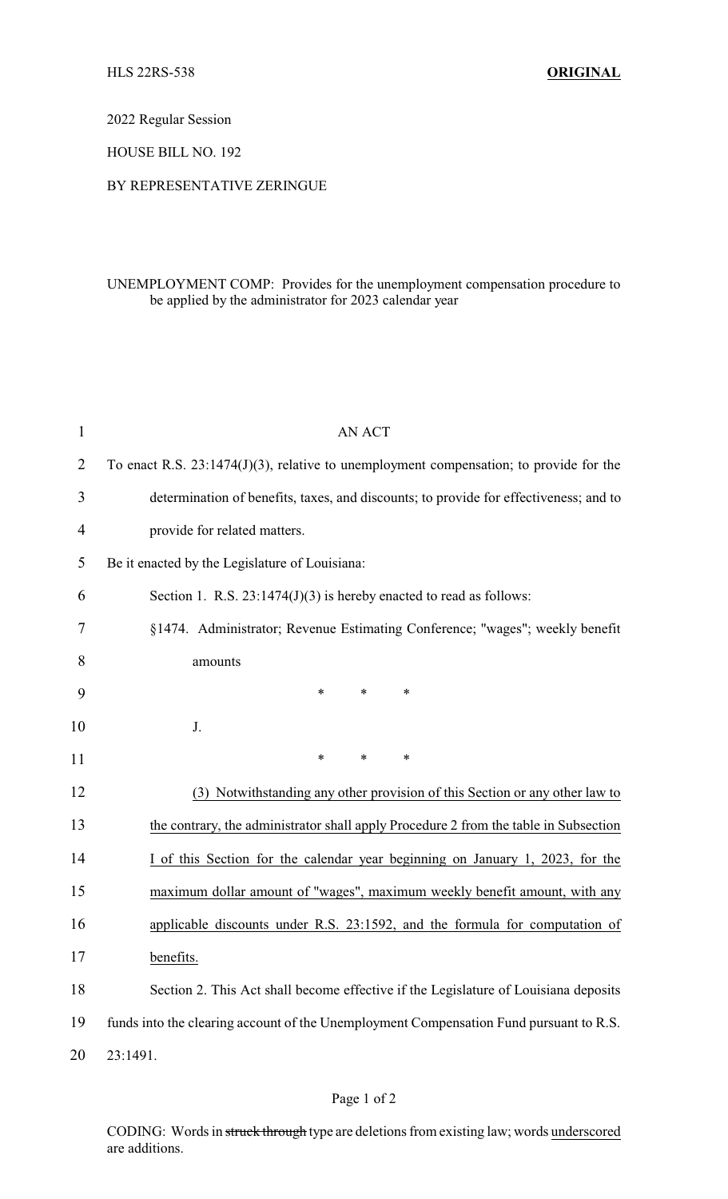HLS 22RS-538 **ORIGINAL**

2022 Regular Session

HOUSE BILL NO. 192

BY REPRESENTATIVE ZERINGUE

UNEMPLOYMENT COMP: Provides for the unemployment compensation procedure to be applied by the administrator for 2023 calendar year

AN ACT

To enact R.S. 23:1474(J)(3), relative to unemployment compensation; to provide for the determination of benefits, taxes, and discounts; to provide for effectiveness; and to provide for related matters.

Be it enacted by the Legislature of Louisiana:

Section 1. R.S. 23:1474(J)(3) is hereby enacted to read as follows:

§1474. Administrator; Revenue Estimating Conference; "wages"; weekly benefit amounts

\* \* \*

J.

\* \* \*

<u>(3) Notwithstanding any other provision of this Section or any other law to the contrary, the administrator shall apply Procedure 2 from the table in Subsection I of this Section for the calendar year beginning on January 1, 2023, for the maximum dollar amount of "wages", maximum weekly benefit amount, with any applicable discounts under R.S. 23:1592, and the formula for computation of benefits.</u>

Section 2. This Act shall become effective if the Legislature of Louisiana deposits funds into the clearing account of the Unemployment Compensation Fund pursuant to R.S. 23:1491.

CODING: Words in ~~struck through~~ type are deletions from existing law; words <u>underscored</u> are additions.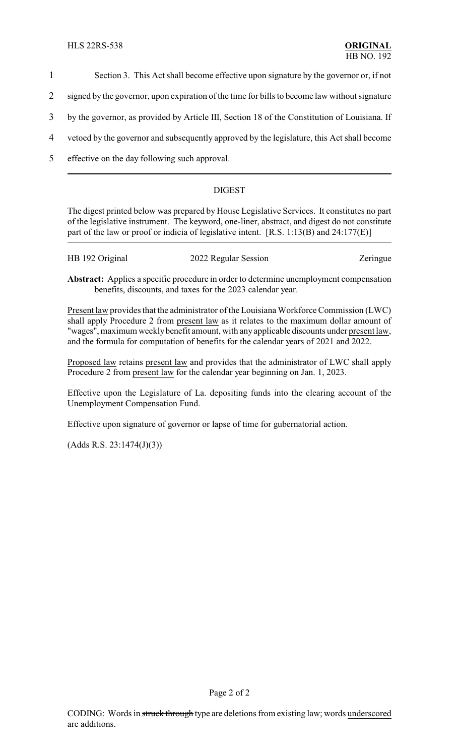Section 3. This Act shall become effective upon signature by the governor or, if not signed by the governor, upon expiration of the time for bills to become law without signature by the governor, as provided by Article III, Section 18 of the Constitution of Louisiana. If vetoed by the governor and subsequently approved by the legislature, this Act shall become effective on the day following such approval.

---

## DIGEST

The digest printed below was prepared by House Legislative Services. It constitutes no part of the legislative instrument. The keyword, one-liner, abstract, and digest do not constitute part of the law or proof or indicia of legislative intent. [R.S. 1:13(B) and 24:177(E)]

---

HB 192 Original — 2022 Regular Session — Zeringue

**Abstract:** Applies a specific procedure in order to determine unemployment compensation benefits, discounts, and taxes for the 2023 calendar year.

Present law provides that the administrator of the Louisiana Workforce Commission (LWC) shall apply Procedure 2 from present law as it relates to the maximum dollar amount of "wages", maximum weekly benefit amount, with any applicable discounts under present law, and the formula for computation of benefits for the calendar years of 2021 and 2022.

Proposed law retains present law and provides that the administrator of LWC shall apply Procedure 2 from present law for the calendar year beginning on Jan. 1, 2023.

Effective upon the Legislature of La. depositing funds into the clearing account of the Unemployment Compensation Fund.

Effective upon signature of governor or lapse of time for gubernatorial action.

(Adds R.S. 23:1474(J)(3))

CODING: Words in ~~struck through~~ type are deletions from existing law; words underscored are additions.